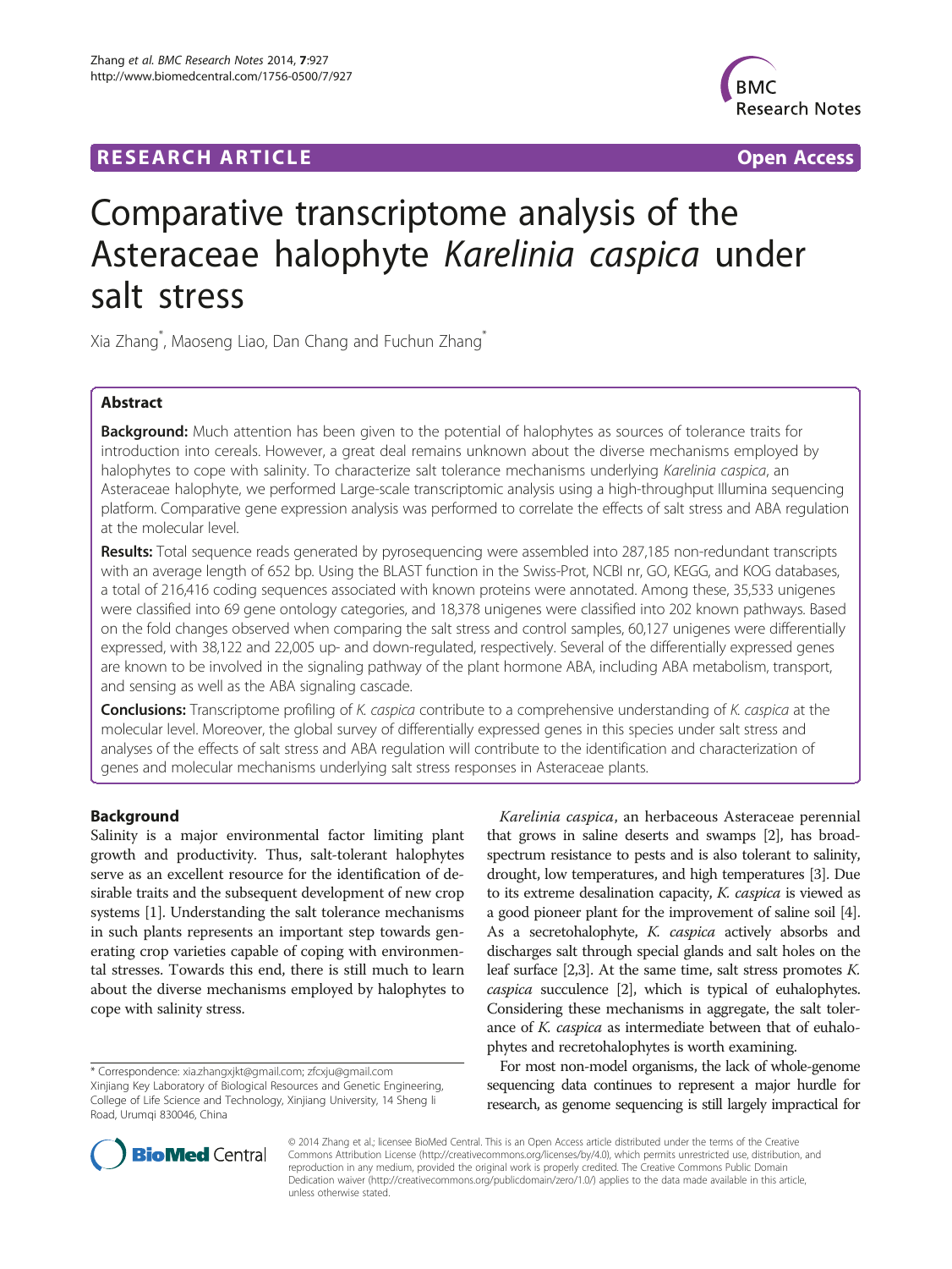RESEARCH ARTICLE Open Access

# Comparative transcriptome analysis of the Asteraceae halophyte *Karelinia caspica* under salt stress

Xia Zhang*, Maoseng Liao, Dan Chang and Fuchun Zhang*

## Abstract

**Background:** Much attention has been given to the potential of halophytes as sources of tolerance traits for introduction into cereals. However, a great deal remains unknown about the diverse mechanisms employed by halophytes to cope with salinity. To characterize salt tolerance mechanisms underlying *Karelinia caspica*, an Asteraceae halophyte, we performed Large-scale transcriptomic analysis using a high-throughput Illumina sequencing platform. Comparative gene expression analysis was performed to correlate the effects of salt stress and ABA regulation at the molecular level.

**Results:** Total sequence reads generated by pyrosequencing were assembled into 287,185 non-redundant transcripts with an average length of 652 bp. Using the BLAST function in the Swiss-Prot, NCBI nr, GO, KEGG, and KOG databases, a total of 216,416 coding sequences associated with known proteins were annotated. Among these, 35,533 unigenes were classified into 69 gene ontology categories, and 18,378 unigenes were classified into 202 known pathways. Based on the fold changes observed when comparing the salt stress and control samples, 60,127 unigenes were differentially expressed, with 38,122 and 22,005 up- and down-regulated, respectively. Several of the differentially expressed genes are known to be involved in the signaling pathway of the plant hormone ABA, including ABA metabolism, transport, and sensing as well as the ABA signaling cascade.

**Conclusions:** Transcriptome profiling of *K. caspica* contribute to a comprehensive understanding of *K. caspica* at the molecular level. Moreover, the global survey of differentially expressed genes in this species under salt stress and analyses of the effects of salt stress and ABA regulation will contribute to the identification and characterization of genes and molecular mechanisms underlying salt stress responses in Asteraceae plants.

## Background

Salinity is a major environmental factor limiting plant growth and productivity. Thus, salt-tolerant halophytes serve as an excellent resource for the identification of desirable traits and the subsequent development of new crop systems [1]. Understanding the salt tolerance mechanisms in such plants represents an important step towards generating crop varieties capable of coping with environmental stresses. Towards this end, there is still much to learn about the diverse mechanisms employed by halophytes to cope with salinity stress.

*Karelinia caspica*, an herbaceous Asteraceae perennial that grows in saline deserts and swamps [2], has broad-spectrum resistance to pests and is also tolerant to salinity, drought, low temperatures, and high temperatures [3]. Due to its extreme desalination capacity, *K. caspica* is viewed as a good pioneer plant for the improvement of saline soil [4]. As a secretohalophyte, *K. caspica* actively absorbs and discharges salt through special glands and salt holes on the leaf surface [2,3]. At the same time, salt stress promotes *K. caspica* succulence [2], which is typical of euhalophytes. Considering these mechanisms in aggregate, the salt tolerance of *K. caspica* as intermediate between that of euhalophytes and recretohalophytes is worth examining.

For most non-model organisms, the lack of whole-genome sequencing data continues to represent a major hurdle for research, as genome sequencing is still largely impractical for

* Correspondence: xia.zhangxjkt@gmail.com; zfcxju@gmail.com
Xinjiang Key Laboratory of Biological Resources and Genetic Engineering, College of Life Science and Technology, Xinjiang University, 14 Sheng li Road, Urumqi 830046, China

© 2014 Zhang et al.; licensee BioMed Central. This is an Open Access article distributed under the terms of the Creative Commons Attribution License (http://creativecommons.org/licenses/by/4.0), which permits unrestricted use, distribution, and reproduction in any medium, provided the original work is properly credited. The Creative Commons Public Domain Dedication waiver (http://creativecommons.org/publicdomain/zero/1.0/) applies to the data made available in this article, unless otherwise stated.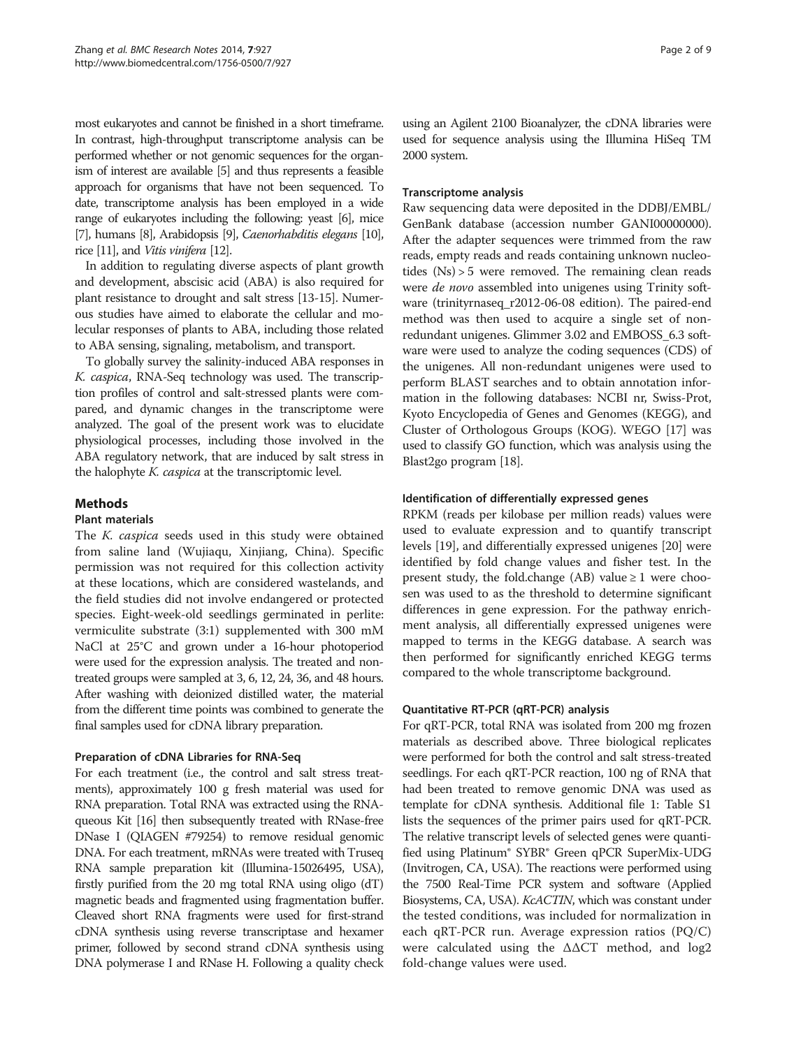most eukaryotes and cannot be finished in a short timeframe. In contrast, high-throughput transcriptome analysis can be performed whether or not genomic sequences for the organism of interest are available [5] and thus represents a feasible approach for organisms that have not been sequenced. To date, transcriptome analysis has been employed in a wide range of eukaryotes including the following: yeast [6], mice [7], humans [8], Arabidopsis [9], *Caenorhabditis elegans* [10], rice [11], and *Vitis vinifera* [12].

In addition to regulating diverse aspects of plant growth and development, abscisic acid (ABA) is also required for plant resistance to drought and salt stress [13-15]. Numerous studies have aimed to elaborate the cellular and molecular responses of plants to ABA, including those related to ABA sensing, signaling, metabolism, and transport.

To globally survey the salinity-induced ABA responses in *K. caspica*, RNA-Seq technology was used. The transcription profiles of control and salt-stressed plants were compared, and dynamic changes in the transcriptome were analyzed. The goal of the present work was to elucidate physiological processes, including those involved in the ABA regulatory network, that are induced by salt stress in the halophyte *K. caspica* at the transcriptomic level.

## Methods

### Plant materials

The *K. caspica* seeds used in this study were obtained from saline land (Wujiaqu, Xinjiang, China). Specific permission was not required for this collection activity at these locations, which are considered wastelands, and the field studies did not involve endangered or protected species. Eight-week-old seedlings germinated in perlite: vermiculite substrate (3:1) supplemented with 300 mM NaCl at 25°C and grown under a 16-hour photoperiod were used for the expression analysis. The treated and non-treated groups were sampled at 3, 6, 12, 24, 36, and 48 hours. After washing with deionized distilled water, the material from the different time points was combined to generate the final samples used for cDNA library preparation.

### Preparation of cDNA Libraries for RNA-Seq

For each treatment (i.e., the control and salt stress treatments), approximately 100 g fresh material was used for RNA preparation. Total RNA was extracted using the RNAqueous Kit [16] then subsequently treated with RNase-free DNase I (QIAGEN #79254) to remove residual genomic DNA. For each treatment, mRNAs were treated with Truseq RNA sample preparation kit (Illumina-15026495, USA), firstly purified from the 20 mg total RNA using oligo (dT) magnetic beads and fragmented using fragmentation buffer. Cleaved short RNA fragments were used for first-strand cDNA synthesis using reverse transcriptase and hexamer primer, followed by second strand cDNA synthesis using DNA polymerase I and RNase H. Following a quality check using an Agilent 2100 Bioanalyzer, the cDNA libraries were used for sequence analysis using the Illumina HiSeq TM 2000 system.

### Transcriptome analysis

Raw sequencing data were deposited in the DDBJ/EMBL/GenBank database (accession number GANI00000000). After the adapter sequences were trimmed from the raw reads, empty reads and reads containing unknown nucleotides (Ns) > 5 were removed. The remaining clean reads were *de novo* assembled into unigenes using Trinity software (trinityrnaseq_r2012-06-08 edition). The paired-end method was then used to acquire a single set of non-redundant unigenes. Glimmer 3.02 and EMBOSS_6.3 software were used to analyze the coding sequences (CDS) of the unigenes. All non-redundant unigenes were used to perform BLAST searches and to obtain annotation information in the following databases: NCBI nr, Swiss-Prot, Kyoto Encyclopedia of Genes and Genomes (KEGG), and Cluster of Orthologous Groups (KOG). WEGO [17] was used to classify GO function, which was analysis using the Blast2go program [18].

### Identification of differentially expressed genes

RPKM (reads per kilobase per million reads) values were used to evaluate expression and to quantify transcript levels [19], and differentially expressed unigenes [20] were identified by fold change values and fisher test. In the present study, the fold.change (AB) value ≥ 1 were choosen was used to as the threshold to determine significant differences in gene expression. For the pathway enrichment analysis, all differentially expressed unigenes were mapped to terms in the KEGG database. A search was then performed for significantly enriched KEGG terms compared to the whole transcriptome background.

### Quantitative RT-PCR (qRT-PCR) analysis

For qRT-PCR, total RNA was isolated from 200 mg frozen materials as described above. Three biological replicates were performed for both the control and salt stress-treated seedlings. For each qRT-PCR reaction, 100 ng of RNA that had been treated to remove genomic DNA was used as template for cDNA synthesis. Additional file 1: Table S1 lists the sequences of the primer pairs used for qRT-PCR. The relative transcript levels of selected genes were quantified using Platinum® SYBR® Green qPCR SuperMix-UDG (Invitrogen, CA, USA). The reactions were performed using the 7500 Real-Time PCR system and software (Applied Biosystems, CA, USA). *KcACTIN*, which was constant under the tested conditions, was included for normalization in each qRT-PCR run. Average expression ratios (PQ/C) were calculated using the $\Delta\Delta CT$ method, and log2 fold-change values were used.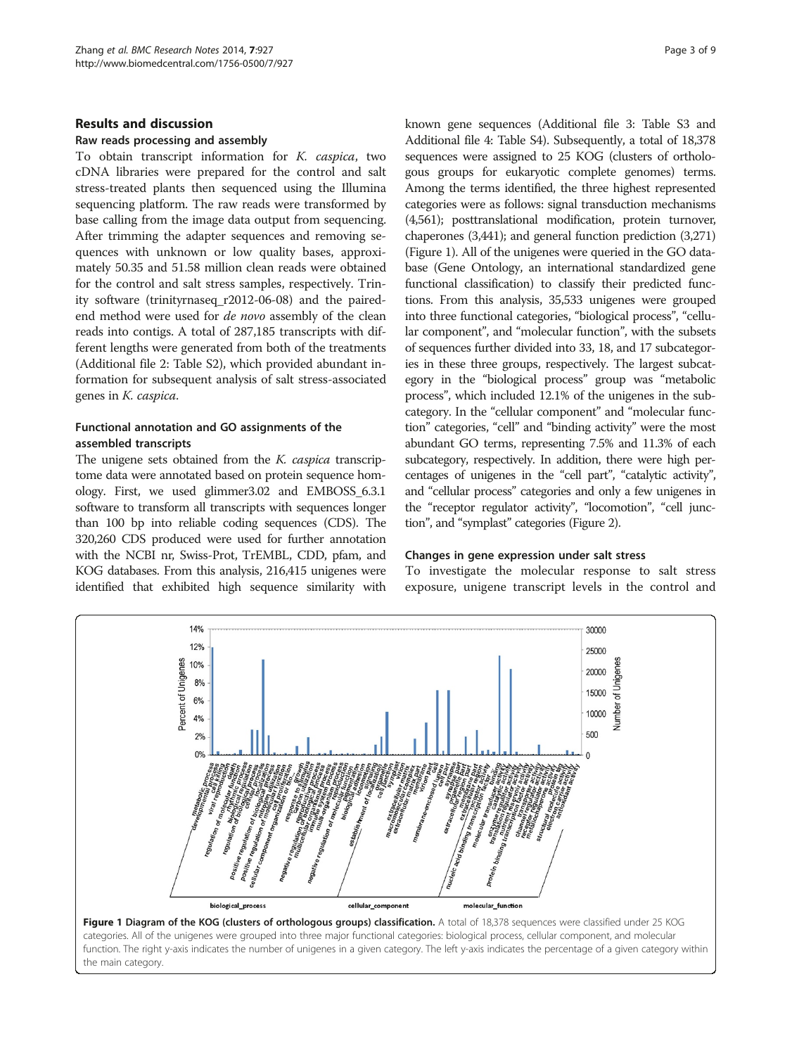## Results and discussion

### Raw reads processing and assembly

To obtain transcript information for *K. caspica*, two cDNA libraries were prepared for the control and salt stress-treated plants then sequenced using the Illumina sequencing platform. The raw reads were transformed by base calling from the image data output from sequencing. After trimming the adapter sequences and removing sequences with unknown or low quality bases, approximately 50.35 and 51.58 million clean reads were obtained for the control and salt stress samples, respectively. Trinity software (trinityrnaseq_r2012-06-08) and the paired-end method were used for *de novo* assembly of the clean reads into contigs. A total of 287,185 transcripts with different lengths were generated from both of the treatments (Additional file 2: Table S2), which provided abundant information for subsequent analysis of salt stress-associated genes in *K. caspica*.

### Functional annotation and GO assignments of the assembled transcripts

The unigene sets obtained from the *K. caspica* transcriptome data were annotated based on protein sequence homology. First, we used glimmer3.02 and EMBOSS_6.3.1 software to transform all transcripts with sequences longer than 100 bp into reliable coding sequences (CDS). The 320,260 CDS produced were used for further annotation with the NCBI nr, Swiss-Prot, TrEMBL, CDD, pfam, and KOG databases. From this analysis, 216,415 unigenes were identified that exhibited high sequence similarity with known gene sequences (Additional file 3: Table S3 and Additional file 4: Table S4). Subsequently, a total of 18,378 sequences were assigned to 25 KOG (clusters of orthologous groups for eukaryotic complete genomes) terms. Among the terms identified, the three highest represented categories were as follows: signal transduction mechanisms (4,561); posttranslational modification, protein turnover, chaperones (3,441); and general function prediction (3,271) (Figure 1). All of the unigenes were queried in the GO database (Gene Ontology, an international standardized gene functional classification) to classify their predicted functions. From this analysis, 35,533 unigenes were grouped into three functional categories, "biological process", "cellular component", and "molecular function", with the subsets of sequences further divided into 33, 18, and 17 subcategories in these three groups, respectively. The largest subcategory in the "biological process" group was "metabolic process", which included 12.1% of the unigenes in the subcategory. In the "cellular component" and "molecular function" categories, "cell" and "binding activity" were the most abundant GO terms, representing 7.5% and 11.3% of each subcategory, respectively. In addition, there were high percentages of unigenes in the "cell part", "catalytic activity", and "cellular process" categories and only a few unigenes in the "receptor regulator activity", "locomotion", "cell junction", and "symplast" categories (Figure 2).

### Changes in gene expression under salt stress

To investigate the molecular response to salt stress exposure, unigene transcript levels in the control and

**Figure 1 Diagram of the KOG (clusters of orthologous groups) classification.** A total of 18,378 sequences were classified under 25 KOG categories. All of the unigenes were grouped into three major functional categories: biological process, cellular component, and molecular function. The right y-axis indicates the number of unigenes in a given category. The left y-axis indicates the percentage of a given category within the main category.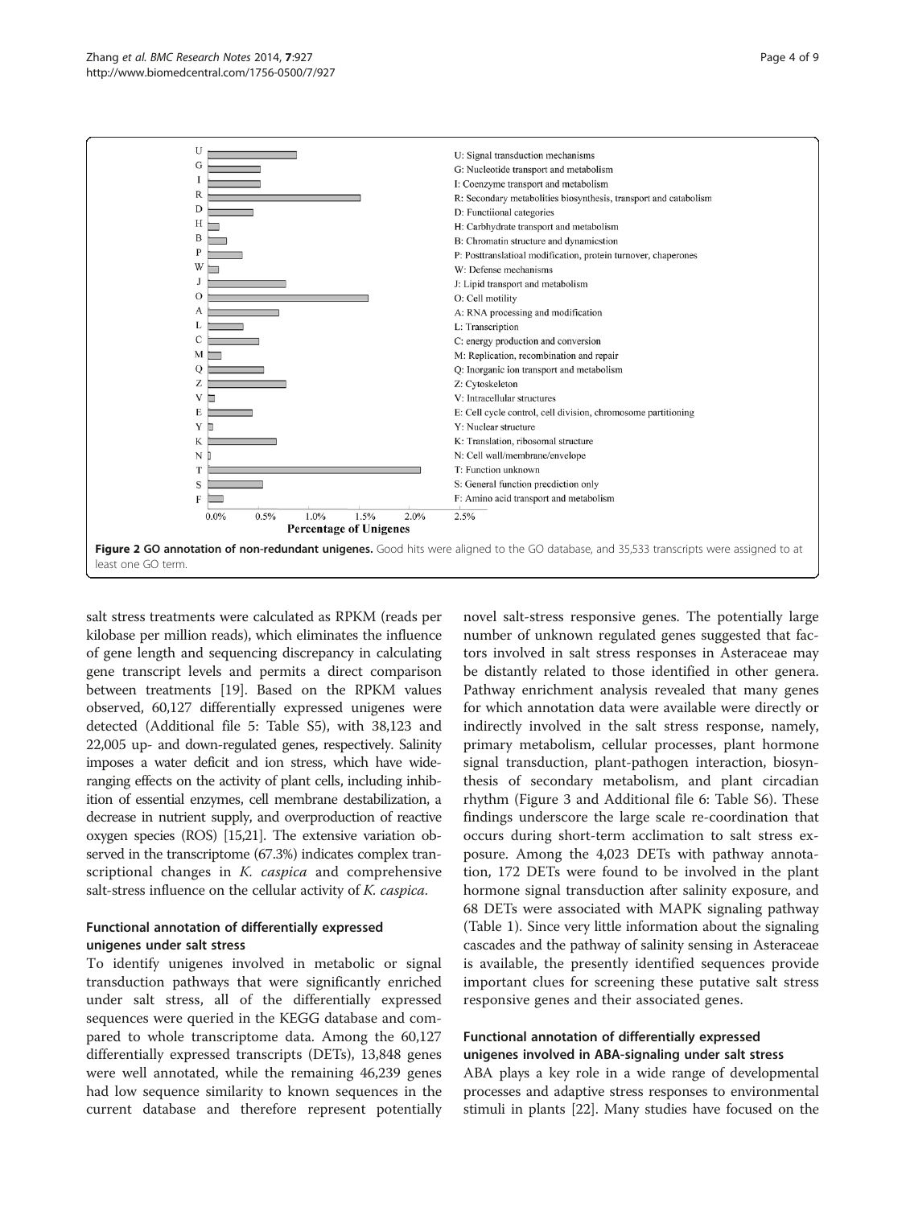Figure 2 **GO annotation of non-redundant unigenes.** Good hits were aligned to the GO database, and 35,533 transcripts were assigned to at least one GO term.

salt stress treatments were calculated as RPKM (reads per kilobase per million reads), which eliminates the influence of gene length and sequencing discrepancy in calculating gene transcript levels and permits a direct comparison between treatments [19]. Based on the RPKM values observed, 60,127 differentially expressed unigenes were detected (Additional file 5: Table S5), with 38,123 and 22,005 up- and down-regulated genes, respectively. Salinity imposes a water deficit and ion stress, which have wide-ranging effects on the activity of plant cells, including inhibition of essential enzymes, cell membrane destabilization, a decrease in nutrient supply, and overproduction of reactive oxygen species (ROS) [15,21]. The extensive variation observed in the transcriptome (67.3%) indicates complex transcriptional changes in *K. caspica* and comprehensive salt-stress influence on the cellular activity of *K. caspica*.

### Functional annotation of differentially expressed unigenes under salt stress

To identify unigenes involved in metabolic or signal transduction pathways that were significantly enriched under salt stress, all of the differentially expressed sequences were queried in the KEGG database and compared to whole transcriptome data. Among the 60,127 differentially expressed transcripts (DETs), 13,848 genes were well annotated, while the remaining 46,239 genes had low sequence similarity to known sequences in the current database and therefore represent potentially novel salt-stress responsive genes. The potentially large number of unknown regulated genes suggested that factors involved in salt stress responses in Asteraceae may be distantly related to those identified in other genera. Pathway enrichment analysis revealed that many genes for which annotation data were available were directly or indirectly involved in the salt stress response, namely, primary metabolism, cellular processes, plant hormone signal transduction, plant-pathogen interaction, biosynthesis of secondary metabolism, and plant circadian rhythm (Figure 3 and Additional file 6: Table S6). These findings underscore the large scale re-coordination that occurs during short-term acclimation to salt stress exposure. Among the 4,023 DETs with pathway annotation, 172 DETs were found to be involved in the plant hormone signal transduction after salinity exposure, and 68 DETs were associated with MAPK signaling pathway (Table 1). Since very little information about the signaling cascades and the pathway of salinity sensing in Asteraceae is available, the presently identified sequences provide important clues for screening these putative salt stress responsive genes and their associated genes.

### Functional annotation of differentially expressed unigenes involved in ABA-signaling under salt stress

ABA plays a key role in a wide range of developmental processes and adaptive stress responses to environmental stimuli in plants [22]. Many studies have focused on the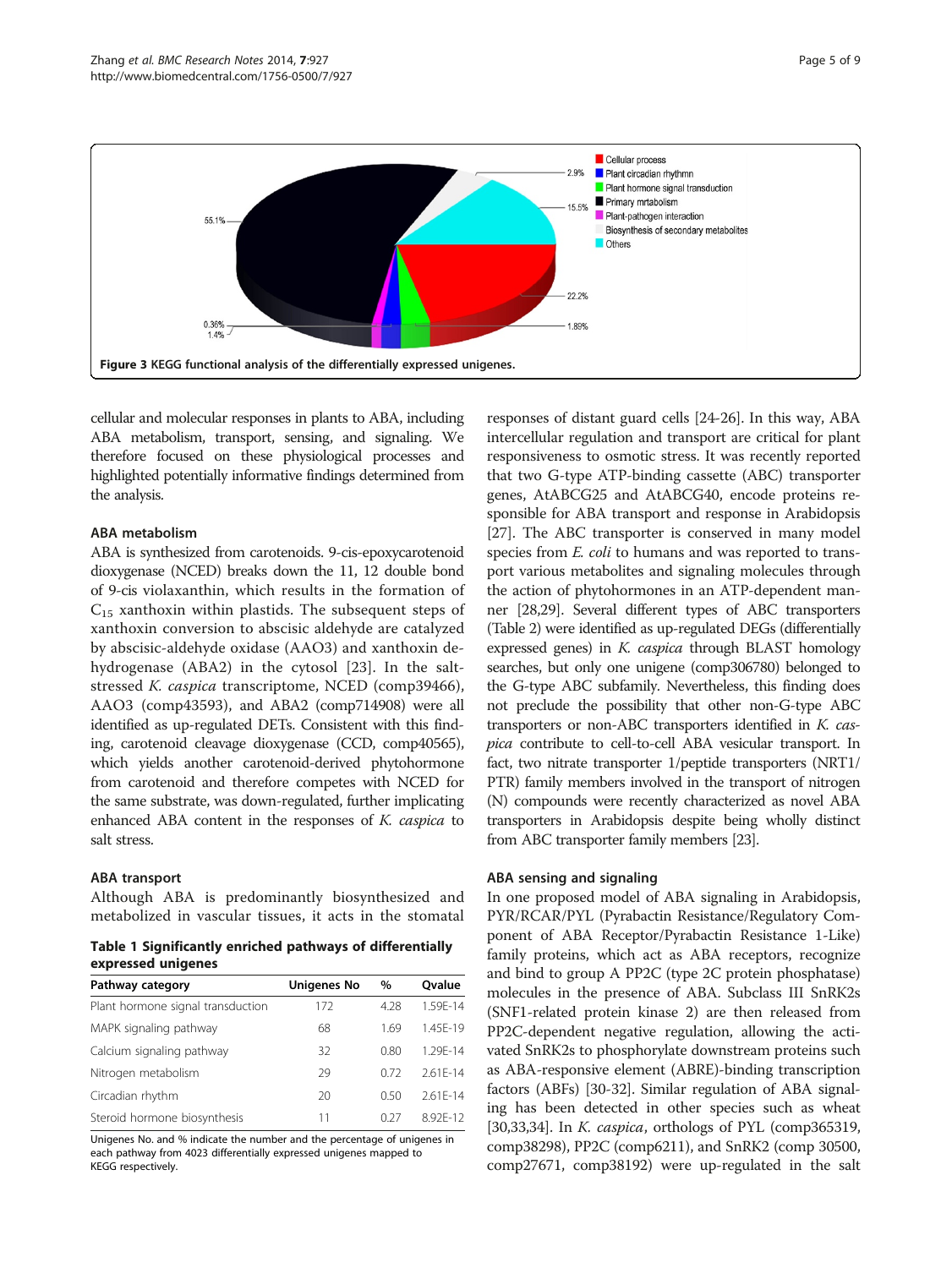Figure 3 KEGG functional analysis of the differentially expressed unigenes.

cellular and molecular responses in plants to ABA, including ABA metabolism, transport, sensing, and signaling. We therefore focused on these physiological processes and highlighted potentially informative findings determined from the analysis.

### ABA metabolism

ABA is synthesized from carotenoids. 9-cis-epoxycarotenoid dioxygenase (NCED) breaks down the 11, 12 double bond of 9-cis violaxanthin, which results in the formation of $C_{15}$ xanthoxin within plastids. The subsequent steps of xanthoxin conversion to abscisic aldehyde are catalyzed by abscisic-aldehyde oxidase (AAO3) and xanthoxin dehydrogenase (ABA2) in the cytosol [23]. In the salt-stressed *K. caspica* transcriptome, NCED (comp39466), AAO3 (comp43593), and ABA2 (comp714908) were all identified as up-regulated DETs. Consistent with this finding, carotenoid cleavage dioxygenase (CCD, comp40565), which yields another carotenoid-derived phytohormone from carotenoid and therefore competes with NCED for the same substrate, was down-regulated, further implicating enhanced ABA content in the responses of *K. caspica* to salt stress.

### ABA transport

Although ABA is predominantly biosynthesized and metabolized in vascular tissues, it acts in the stomatal responses of distant guard cells [24-26]. In this way, ABA intercellular regulation and transport are critical for plant responsiveness to osmotic stress. It was recently reported that two G-type ATP-binding cassette (ABC) transporter genes, AtABCG25 and AtABCG40, encode proteins responsible for ABA transport and response in Arabidopsis [27]. The ABC transporter is conserved in many model species from *E. coli* to humans and was reported to transport various metabolites and signaling molecules through the action of phytohormones in an ATP-dependent manner [28,29]. Several different types of ABC transporters (Table 2) were identified as up-regulated DEGs (differentially expressed genes) in *K. caspica* through BLAST homology searches, but only one unigene (comp306780) belonged to the G-type ABC subfamily. Nevertheless, this finding does not preclude the possibility that other non-G-type ABC transporters or non-ABC transporters identified in *K. caspica* contribute to cell-to-cell ABA vesicular transport. In fact, two nitrate transporter 1/peptide transporters (NRT1/PTR) family members involved in the transport of nitrogen (N) compounds were recently characterized as novel ABA transporters in Arabidopsis despite being wholly distinct from ABC transporter family members [23].

**Table 1 Significantly enriched pathways of differentially expressed unigenes**

| Pathway category | Unigenes No | % | Qvalue |
|---|---|---|---|
| Plant hormone signal transduction | 172 | 4.28 | 1.59E-14 |
| MAPK signaling pathway | 68 | 1.69 | 1.45E-19 |
| Calcium signaling pathway | 32 | 0.80 | 1.29E-14 |
| Nitrogen metabolism | 29 | 0.72 | 2.61E-14 |
| Circadian rhythm | 20 | 0.50 | 2.61E-14 |
| Steroid hormone biosynthesis | 11 | 0.27 | 8.92E-12 |

Unigenes No. and % indicate the number and the percentage of unigenes in each pathway from 4023 differentially expressed unigenes mapped to KEGG respectively.

### ABA sensing and signaling

In one proposed model of ABA signaling in Arabidopsis, PYR/RCAR/PYL (Pyrabactin Resistance/Regulatory Component of ABA Receptor/Pyrabactin Resistance 1-Like) family proteins, which act as ABA receptors, recognize and bind to group A PP2C (type 2C protein phosphatase) molecules in the presence of ABA. Subclass III SnRK2s (SNF1-related protein kinase 2) are then released from PP2C-dependent negative regulation, allowing the activated SnRK2s to phosphorylate downstream proteins such as ABA-responsive element (ABRE)-binding transcription factors (ABFs) [30-32]. Similar regulation of ABA signaling has been detected in other species such as wheat [30,33,34]. In *K. caspica*, orthologs of PYL (comp365319, comp38298), PP2C (comp6211), and SnRK2 (comp 30500, comp27671, comp38192) were up-regulated in the salt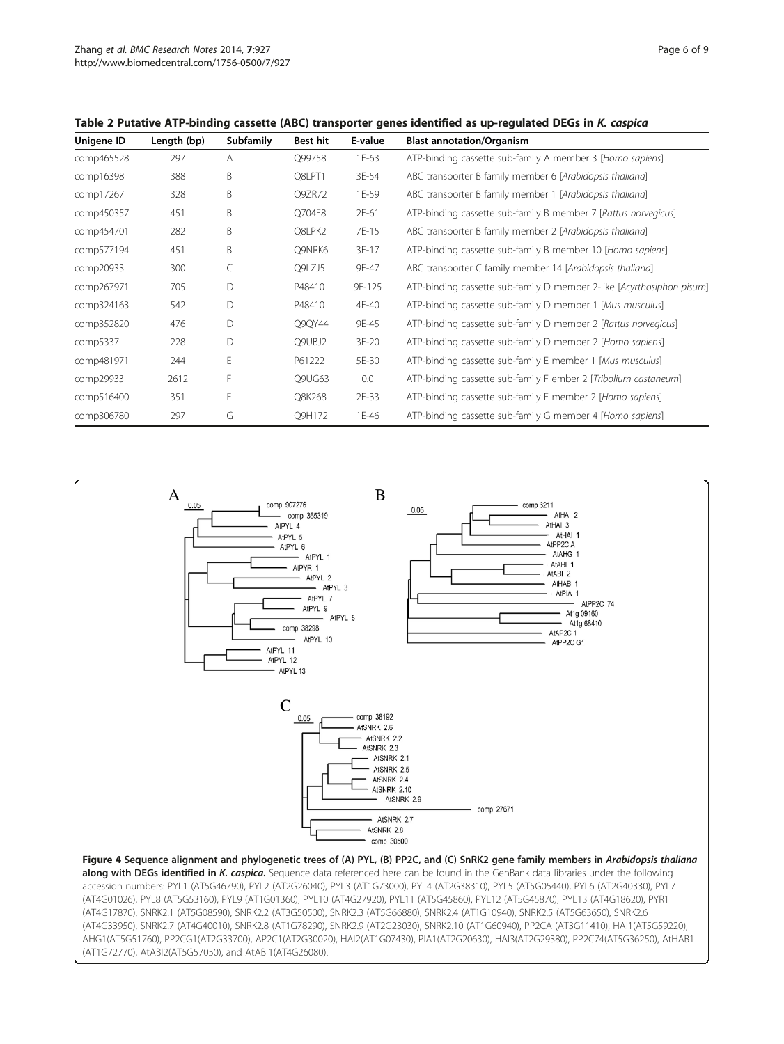**Table 2 Putative ATP-binding cassette (ABC) transporter genes identified as up-regulated DEGs in *K. caspica***

| Unigene ID | Length (bp) | Subfamily | Best hit | E-value | Blast annotation/Organism |
|---|---|---|---|---|---|
| comp465528 | 297 | A | Q99758 | 1E-63 | ATP-binding cassette sub-family A member 3 [*Homo sapiens*] |
| comp16398 | 388 | B | Q8LPT1 | 3E-54 | ABC transporter B family member 6 [*Arabidopsis thaliana*] |
| comp17267 | 328 | B | Q9ZR72 | 1E-59 | ABC transporter B family member 1 [*Arabidopsis thaliana*] |
| comp450357 | 451 | B | Q704E8 | 2E-61 | ATP-binding cassette sub-family B member 7 [*Rattus norvegicus*] |
| comp454701 | 282 | B | Q8LPK2 | 7E-15 | ABC transporter B family member 2 [*Arabidopsis thaliana*] |
| comp577194 | 451 | B | Q9NRK6 | 3E-17 | ATP-binding cassette sub-family B member 10 [*Homo sapiens*] |
| comp20933 | 300 | C | Q9LZJ5 | 9E-47 | ABC transporter C family member 14 [*Arabidopsis thaliana*] |
| comp267971 | 705 | D | P48410 | 9E-125 | ATP-binding cassette sub-family D member 2-like [*Acyrthosiphon pisum*] |
| comp324163 | 542 | D | P48410 | 4E-40 | ATP-binding cassette sub-family D member 1 [*Mus musculus*] |
| comp352820 | 476 | D | Q9QY44 | 9E-45 | ATP-binding cassette sub-family D member 2 [*Rattus norvegicus*] |
| comp5337 | 228 | D | Q9UBJ2 | 3E-20 | ATP-binding cassette sub-family D member 2 [*Homo sapiens*] |
| comp481971 | 244 | E | P61222 | 5E-30 | ATP-binding cassette sub-family E member 1 [*Mus musculus*] |
| comp29933 | 2612 | F | Q9UG63 | 0.0 | ATP-binding cassette sub-family F ember 2 [*Tribolium castaneum*] |
| comp516400 | 351 | F | Q8K268 | 2E-33 | ATP-binding cassette sub-family F member 2 [*Homo sapiens*] |
| comp306780 | 297 | G | Q9H172 | 1E-46 | ATP-binding cassette sub-family G member 4 [*Homo sapiens*] |

**Figure 4 Sequence alignment and phylogenetic trees of (A) PYL, (B) PP2C, and (C) SnRK2 gene family members in *Arabidopsis thaliana* along with DEGs identified in *K. caspica*.** Sequence data referenced here can be found in the GenBank data libraries under the following accession numbers: PYL1 (AT5G46790), PYL2 (AT2G26040), PYL3 (AT1G73000), PYL4 (AT2G38310), PYL5 (AT5G05440), PYL6 (AT2G40330), PYL7 (AT4G01026), PYL8 (AT5G53160), PYL9 (AT1G01360), PYL10 (AT4G27920), PYL11 (AT5G45860), PYL12 (AT5G45870), PYL13 (AT4G18620), PYR1 (AT4G17870), SNRK2.1 (AT5G08590), SNRK2.2 (AT3G50500), SNRK2.3 (AT5G66880), SNRK2.4 (AT1G10940), SNRK2.5 (AT5G63650), SNRK2.6 (AT4G33950), SNRK2.7 (AT4G40010), SNRK2.8 (AT1G78290), SNRK2.9 (AT2G23030), SNRK2.10 (AT1G60940), PP2CA (AT3G11410), HAI1(AT5G59220), AHG1(AT5G51760), PP2CG1(AT2G33700), AP2C1(AT2G30020), HAI2(AT1G07430), PIA1(AT2G20630), HAI3(AT2G29380), PP2C74(AT5G36250), AtHAB1 (AT1G72770), AtABI2(AT5G57050), and AtABI1(AT4G26080).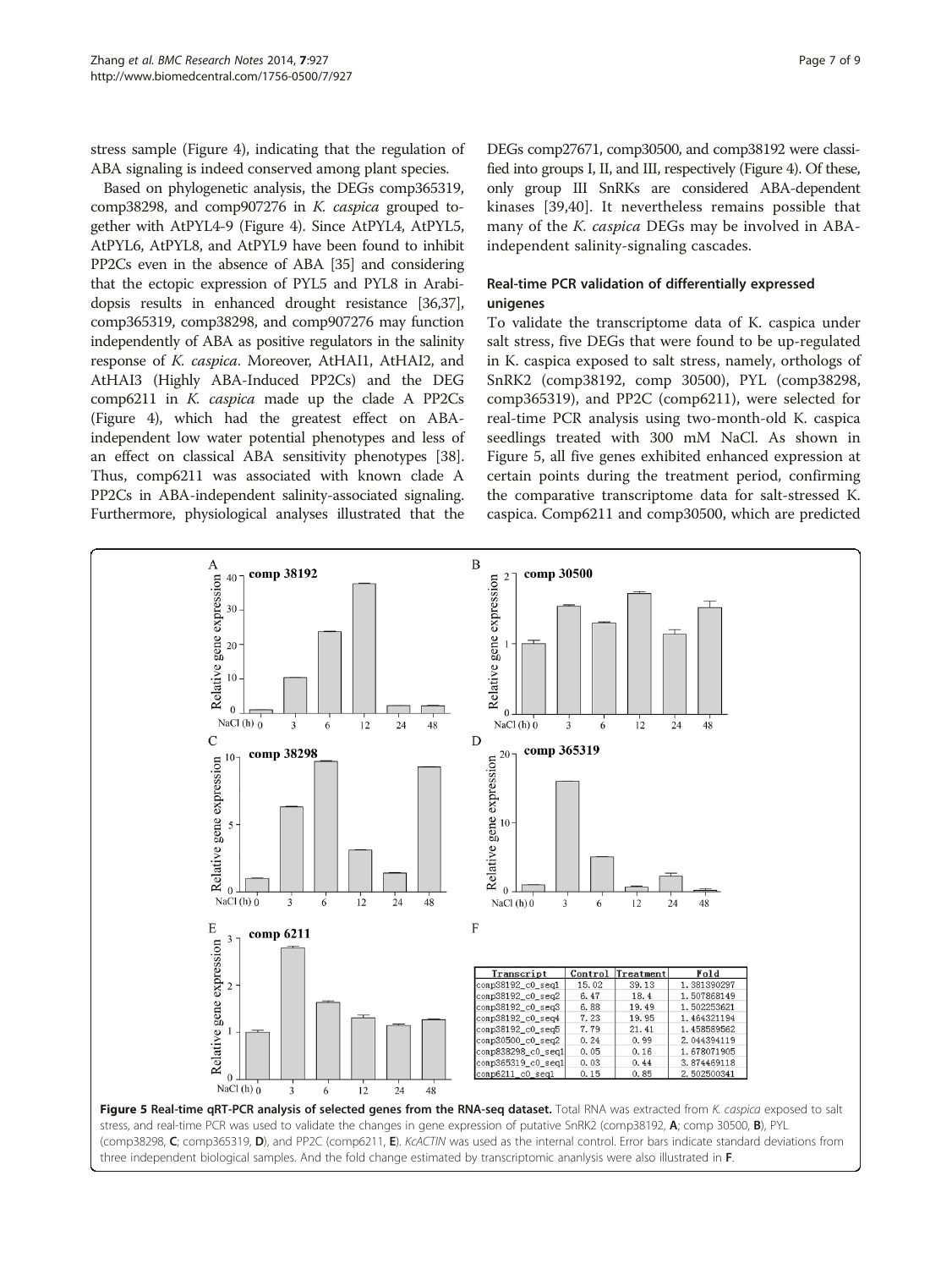stress sample (Figure 4), indicating that the regulation of ABA signaling is indeed conserved among plant species.

Based on phylogenetic analysis, the DEGs comp365319, comp38298, and comp907276 in *K. caspica* grouped together with AtPYL4-9 (Figure 4). Since AtPYL4, AtPYL5, AtPYL6, AtPYL8, and AtPYL9 have been found to inhibit PP2Cs even in the absence of ABA [35] and considering that the ectopic expression of PYL5 and PYL8 in Arabidopsis results in enhanced drought resistance [36,37], comp365319, comp38298, and comp907276 may function independently of ABA as positive regulators in the salinity response of *K. caspica*. Moreover, AtHAI1, AtHAI2, and AtHAI3 (Highly ABA-Induced PP2Cs) and the DEG comp6211 in *K. caspica* made up the clade A PP2Cs (Figure 4), which had the greatest effect on ABA-independent low water potential phenotypes and less of an effect on classical ABA sensitivity phenotypes [38]. Thus, comp6211 was associated with known clade A PP2Cs in ABA-independent salinity-associated signaling. Furthermore, physiological analyses illustrated that the DEGs comp27671, comp30500, and comp38192 were classified into groups I, II, and III, respectively (Figure 4). Of these, only group III SnRKs are considered ABA-dependent kinases [39,40]. It nevertheless remains possible that many of the *K. caspica* DEGs may be involved in ABA-independent salinity-signaling cascades.

## Real-time PCR validation of differentially expressed unigenes

To validate the transcriptome data of K. caspica under salt stress, five DEGs that were found to be up-regulated in K. caspica exposed to salt stress, namely, orthologs of SnRK2 (comp38192, comp 30500), PYL (comp38298, comp365319), and PP2C (comp6211), were selected for real-time PCR analysis using two-month-old K. caspica seedlings treated with 300 mM NaCl. As shown in Figure 5, all five genes exhibited enhanced expression at certain points during the treatment period, confirming the comparative transcriptome data for salt-stressed K. caspica. Comp6211 and comp30500, which are predicted

| Transcript | Control | Treatment | Fold |
|---|---|---|---|
| comp38192_c0_seq1 | 15.02 | 39.13 | 1.381390297 |
| comp38192_c0_seq2 | 6.47 | 18.4 | 1.507868149 |
| comp38192_c0_seq3 | 6.88 | 19.49 | 1.502253621 |
| comp38192_c0_seq4 | 7.23 | 19.95 | 1.464321194 |
| comp38192_c0_seq5 | 7.79 | 21.41 | 1.458589562 |
| comp30500_c0_seq2 | 0.24 | 0.99 | 2.044394119 |
| comp838298_c0_seq1 | 0.05 | 0.16 | 1.678071905 |
| comp365319_c0_seq1 | 0.03 | 0.44 | 3.874469118 |
| comp6211_c0_seq1 | 0.15 | 0.85 | 2.502500341 |

**Figure 5 Real-time qRT-PCR analysis of selected genes from the RNA-seq dataset.** Total RNA was extracted from *K. caspica* exposed to salt stress, and real-time PCR was used to validate the changes in gene expression of putative SnRK2 (comp38192, **A**; comp 30500, **B**), PYL (comp38298, **C**; comp365319, **D**), and PP2C (comp6211, **E**). *KcACTIN* was used as the internal control. Error bars indicate standard deviations from three independent biological samples. And the fold change estimated by transcriptomic ananlysis were also illustrated in **F**.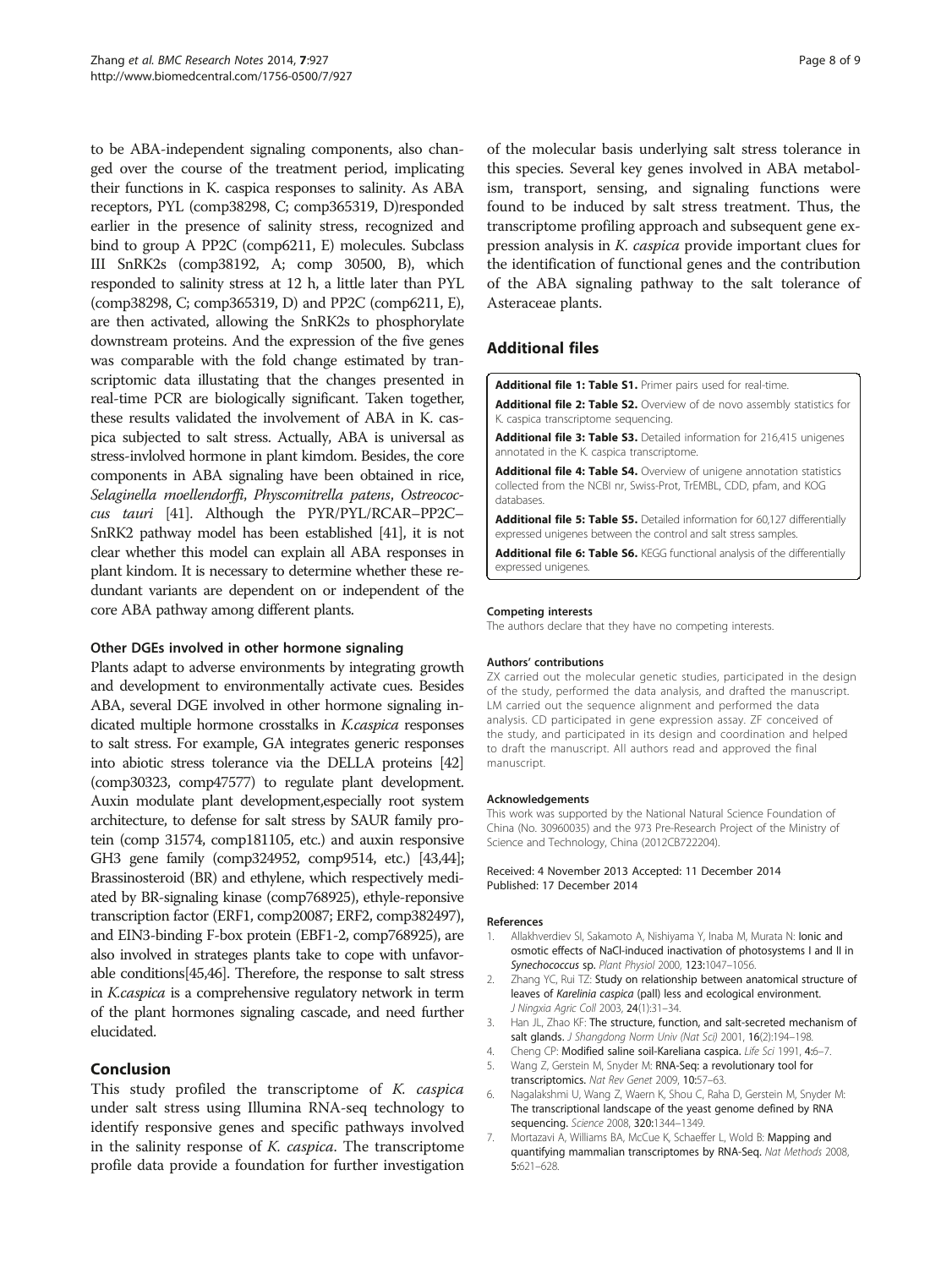to be ABA-independent signaling components, also changed over the course of the treatment period, implicating their functions in K. caspica responses to salinity. As ABA receptors, PYL (comp38298, C; comp365319, D)responded earlier in the presence of salinity stress, recognized and bind to group A PP2C (comp6211, E) molecules. Subclass III SnRK2s (comp38192, A; comp 30500, B), which responded to salinity stress at 12 h, a little later than PYL (comp38298, C; comp365319, D) and PP2C (comp6211, E), are then activated, allowing the SnRK2s to phosphorylate downstream proteins. And the expression of the five genes was comparable with the fold change estimated by transcriptomic data illustating that the changes presented in real-time PCR are biologically significant. Taken together, these results validated the involvement of ABA in K. caspica subjected to salt stress. Actually, ABA is universal as stress-invlolved hormone in plant kimdom. Besides, the core components in ABA signaling have been obtained in rice, *Selaginella moellendorffi*, *Physcomitrella patens*, *Ostreococcus tauri* [41]. Although the PYR/PYL/RCAR–PP2C–SnRK2 pathway model has been established [41], it is not clear whether this model can explain all ABA responses in plant kindom. It is necessary to determine whether these redundant variants are dependent on or independent of the core ABA pathway among different plants.

#### Other DGEs involved in other hormone signaling

Plants adapt to adverse environments by integrating growth and development to environmentally activate cues. Besides ABA, several DGE involved in other hormone signaling indicated multiple hormone crosstalks in *K.caspica* responses to salt stress. For example, GA integrates generic responses into abiotic stress tolerance via the DELLA proteins [42] (comp30323, comp47577) to regulate plant development. Auxin modulate plant development,especially root system architecture, to defense for salt stress by SAUR family protein (comp 31574, comp181105, etc.) and auxin responsive GH3 gene family (comp324952, comp9514, etc.) [43,44]; Brassinosteroid (BR) and ethylene, which respectively mediated by BR-signaling kinase (comp768925), ethyle-reponsive transcription factor (ERF1, comp20087; ERF2, comp382497), and EIN3-binding F-box protein (EBF1-2, comp768925), are also involved in strateges plants take to cope with unfavorable conditions[45,46]. Therefore, the response to salt stress in *K.caspica* is a comprehensive regulatory network in term of the plant hormones signaling cascade, and need further elucidated.

## Conclusion

This study profiled the transcriptome of *K. caspica* under salt stress using Illumina RNA-seq technology to identify responsive genes and specific pathways involved in the salinity response of *K. caspica*. The transcriptome profile data provide a foundation for further investigation of the molecular basis underlying salt stress tolerance in this species. Several key genes involved in ABA metabolism, transport, sensing, and signaling functions were found to be induced by salt stress treatment. Thus, the transcriptome profiling approach and subsequent gene expression analysis in *K. caspica* provide important clues for the identification of functional genes and the contribution of the ABA signaling pathway to the salt tolerance of Asteraceae plants.

## Additional files

**Additional file 1: Table S1.** Primer pairs used for real-time.

**Additional file 2: Table S2.** Overview of de novo assembly statistics for K. caspica transcriptome sequencing.

**Additional file 3: Table S3.** Detailed information for 216,415 unigenes annotated in the K. caspica transcriptome.

**Additional file 4: Table S4.** Overview of unigene annotation statistics collected from the NCBI nr, Swiss-Prot, TrEMBL, CDD, pfam, and KOG databases.

**Additional file 5: Table S5.** Detailed information for 60,127 differentially expressed unigenes between the control and salt stress samples.

**Additional file 6: Table S6.** KEGG functional analysis of the differentially expressed unigenes.

#### Competing interests

The authors declare that they have no competing interests.

#### Authors' contributions

ZX carried out the molecular genetic studies, participated in the design of the study, performed the data analysis, and drafted the manuscript. LM carried out the sequence alignment and performed the data analysis. CD participated in gene expression assay. ZF conceived of the study, and participated in its design and coordination and helped to draft the manuscript. All authors read and approved the final manuscript.

#### Acknowledgements

This work was supported by the National Natural Science Foundation of China (No. 30960035) and the 973 Pre-Research Project of the Ministry of Science and Technology, China (2012CB722204).

Received: 4 November 2013 Accepted: 11 December 2014
Published: 17 December 2014

#### References

1. Allakhverdiev SI, Sakamoto A, Nishiyama Y, Inaba M, Murata N: **Ionic and osmotic effects of NaCl-induced inactivation of photosystems I and II in** ***Synechococcus*** **sp.** *Plant Physiol* 2000, **123:**1047–1056.
2. Zhang YC, Rui TZ: **Study on relationship between anatomical structure of leaves of** ***Karelinia caspica*** **(pall) less and ecological environment.** *J Ningxia Agric Coll* 2003, **24**(1):31–34.
3. Han JL, Zhao KF: **The structure, function, and salt-secreted mechanism of salt glands.** *J Shangdong Norm Univ (Nat Sci)* 2001, **16**(2):194–198.
4. Cheng CP: **Modified saline soil-Kareliana caspica.** *Life Sci* 1991, **4:**6–7.
5. Wang Z, Gerstein M, Snyder M: **RNA-Seq: a revolutionary tool for transcriptomics.** *Nat Rev Genet* 2009, **10:**57–63.
6. Nagalakshmi U, Wang Z, Waern K, Shou C, Raha D, Gerstein M, Snyder M: **The transcriptional landscape of the yeast genome defined by RNA sequencing.** *Science* 2008, **320:**1344–1349.
7. Mortazavi A, Williams BA, McCue K, Schaeffer L, Wold B: **Mapping and quantifying mammalian transcriptomes by RNA-Seq.** *Nat Methods* 2008, **5:**621–628.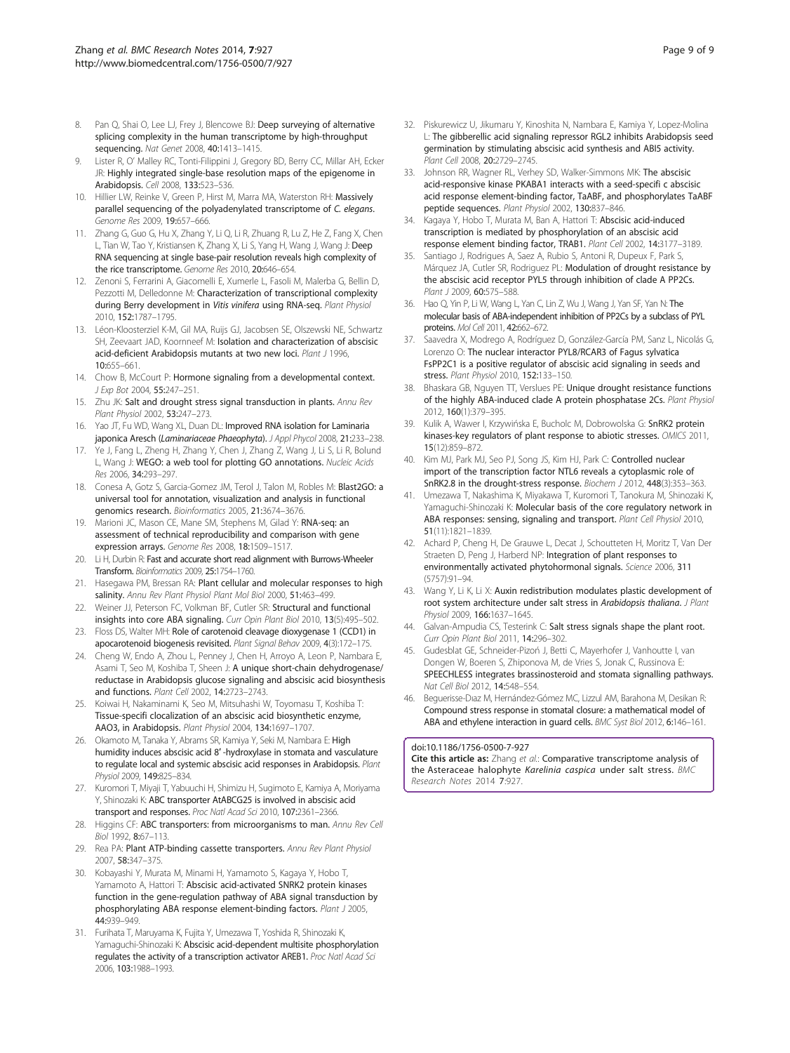8. Pan Q, Shai O, Lee LJ, Frey J, Blencowe BJ: **Deep surveying of alternative splicing complexity in the human transcriptome by high-throughput sequencing.** *Nat Genet* 2008, **40:**1413–1415.
9. Lister R, O' Malley RC, Tonti-Filippini J, Gregory BD, Berry CC, Millar AH, Ecker JR: **Highly integrated single-base resolution maps of the epigenome in Arabidopsis.** *Cell* 2008, **133:**523–536.
10. Hillier LW, Reinke V, Green P, Hirst M, Marra MA, Waterston RH: **Massively parallel sequencing of the polyadenylated transcriptome of *C. elegans*.** *Genome Res* 2009, **19:**657–666.
11. Zhang G, Guo G, Hu X, Zhang Y, Li Q, Li R, Zhuang R, Lu Z, He Z, Fang X, Chen L, Tian W, Tao Y, Kristiansen K, Zhang X, Li S, Yang H, Wang J, Wang J: **Deep RNA sequencing at single base-pair resolution reveals high complexity of the rice transcriptome.** *Genome Res* 2010, **20:**646–654.
12. Zenoni S, Ferrarini A, Giacomelli E, Xumerle L, Fasoli M, Malerba G, Bellin D, Pezzotti M, Delledonne M: **Characterization of transcriptional complexity during Berry development in *Vitis vinifera* using RNA-seq.** *Plant Physiol* 2010, **152:**1787–1795.
13. Léon-Kloosterziel K-M, Gil MA, Ruijs GJ, Jacobsen SE, Olszewski NE, Schwartz SH, Zeevaart JAD, Koornneef M: **Isolation and characterization of abscisic acid-deficient Arabidopsis mutants at two new loci.** *Plant J* 1996, **10:**655–661.
14. Chow B, McCourt P: **Hormone signaling from a developmental context.** *J Exp Bot* 2004, **55:**247–251.
15. Zhu JK: **Salt and drought stress signal transduction in plants.** *Annu Rev Plant Physiol* 2002, **53:**247–273.
16. Yao JT, Fu WD, Wang XL, Duan DL: **Improved RNA isolation for Laminaria japonica Aresch (*Laminariaceae Phaeophyta*).** *J Appl Phycol* 2008, **21:**233–238.
17. Ye J, Fang L, Zheng H, Zhang Y, Chen J, Zhang Z, Wang J, Li S, Li R, Bolund L, Wang J: **WEGO: a web tool for plotting GO annotations.** *Nucleic Acids Res* 2006, **34:**293–297.
18. Conesa A, Gotz S, Garcia-Gomez JM, Terol J, Talon M, Robles M: **Blast2GO: a universal tool for annotation, visualization and analysis in functional genomics research.** *Bioinformatics* 2005, **21:**3674–3676.
19. Marioni JC, Mason CE, Mane SM, Stephens M, Gilad Y: **RNA-seq: an assessment of technical reproducibility and comparison with gene expression arrays.** *Genome Res* 2008, **18:**1509–1517.
20. Li H, Durbin R: **Fast and accurate short read alignment with Burrows-Wheeler Transform.** *Bioinformatics* 2009, **25:**1754–1760.
21. Hasegawa PM, Bressan RA: **Plant cellular and molecular responses to high salinity.** *Annu Rev Plant Physiol Plant Mol Biol* 2000, **51:**463–499.
22. Weiner JJ, Peterson FC, Volkman BF, Cutler SR: **Structural and functional insights into core ABA signaling.** *Curr Opin Plant Biol* 2010, **13**(5)**:**495–502.
23. Floss DS, Walter MH: **Role of carotenoid cleavage dioxygenase 1 (CCD1) in apocarotenoid biogenesis revisited.** *Plant Signal Behav* 2009, **4**(3)**:**172–175.
24. Cheng W, Endo A, Zhou L, Penney J, Chen H, Arroyo A, Leon P, Nambara E, Asami T, Seo M, Koshiba T, Sheen J: **A unique short-chain dehydrogenase/reductase in Arabidopsis glucose signaling and abscisic acid biosynthesis and functions.** *Plant Cell* 2002, **14:**2723–2743.
25. Koiwai H, Nakaminami K, Seo M, Mitsuhashi W, Toyomasu T, Koshiba T: **Tissue-specifi clocalization of an abscisic acid biosynthetic enzyme, AAO3, in Arabidopsis.** *Plant Physiol* 2004, **134:**1697–1707.
26. Okamoto M, Tanaka Y, Abrams SR, Kamiya Y, Seki M, Nambara E: **High humidity induces abscisic acid 8′ -hydroxylase in stomata and vasculature to regulate local and systemic abscisic acid responses in Arabidopsis.** *Plant Physiol* 2009, **149:**825–834.
27. Kuromori T, Miyaji T, Yabuuchi H, Shimizu H, Sugimoto E, Kamiya A, Moriyama Y, Shinozaki K: **ABC transporter AtABCG25 is involved in abscisic acid transport and responses.** *Proc Natl Acad Sci* 2010, **107:**2361–2366.
28. Higgins CF: **ABC transporters: from microorganisms to man.** *Annu Rev Cell Biol* 1992, **8:**67–113.
29. Rea PA: **Plant ATP-binding cassette transporters.** *Annu Rev Plant Physiol* 2007, **58:**347–375.
30. Kobayashi Y, Murata M, Minami H, Yamamoto S, Kagaya Y, Hobo T, Yamamoto A, Hattori T: **Abscisic acid-activated SNRK2 protein kinases function in the gene-regulation pathway of ABA signal transduction by phosphorylating ABA response element-binding factors.** *Plant J* 2005, **44:**939–949.
31. Furihata T, Maruyama K, Fujita Y, Umezawa T, Yoshida R, Shinozaki K, Yamaguchi-Shinozaki K: **Abscisic acid-dependent multisite phosphorylation regulates the activity of a transcription activator AREB1.** *Proc Natl Acad Sci* 2006, **103:**1988–1993.
32. Piskurewicz U, Jikumaru Y, Kinoshita N, Nambara E, Kamiya Y, Lopez-Molina L: **The gibberellic acid signaling repressor RGL2 inhibits Arabidopsis seed germination by stimulating abscisic acid synthesis and ABI5 activity.** *Plant Cell* 2008, **20:**2729–2745.
33. Johnson RR, Wagner RL, Verhey SD, Walker-Simmons MK: **The abscisic acid-responsive kinase PKABA1 interacts with a seed-specifi c abscisic acid response element-binding factor, TaABF, and phosphorylates TaABF peptide sequences.** *Plant Physiol* 2002, **130:**837–846.
34. Kagaya Y, Hobo T, Murata M, Ban A, Hattori T: **Abscisic acid-induced transcription is mediated by phosphorylation of an abscisic acid response element binding factor, TRAB1.** *Plant Cell* 2002, **14:**3177–3189.
35. Santiago J, Rodrigues A, Saez A, Rubio S, Antoni R, Dupeux F, Park S, Márquez JA, Cutler SR, Rodriguez PL: **Modulation of drought resistance by the abscisic acid receptor PYL5 through inhibition of clade A PP2Cs.** *Plant J* 2009, **60:**575–588.
36. Hao Q, Yin P, Li W, Wang L, Yan C, Lin Z, Wu J, Wang J, Yan SF, Yan N: **The molecular basis of ABA-independent inhibition of PP2Cs by a subclass of PYL proteins.** *Mol Cell* 2011, **42:**662–672.
37. Saavedra X, Modrego A, Rodríguez D, González-García PM, Sanz L, Nicolás G, Lorenzo O: **The nuclear interactor PYL8/RCAR3 of Fagus sylvatica FsPP2C1 is a positive regulator of abscisic acid signaling in seeds and stress.** *Plant Physiol* 2010, **152:**133–150.
38. Bhaskara GB, Nguyen TT, Verslues PE: **Unique drought resistance functions of the highly ABA-induced clade A protein phosphatase 2Cs.** *Plant Physiol* 2012, **160**(1)**:**379–395.
39. Kulik A, Wawer I, Krzywińska E, Bucholc M, Dobrowolska G: **SnRK2 protein kinases-key regulators of plant response to abiotic stresses.** *OMICS* 2011, **15**(12)**:**859–872.
40. Kim MJ, Park MJ, Seo PJ, Song JS, Kim HJ, Park C: **Controlled nuclear import of the transcription factor NTL6 reveals a cytoplasmic role of SnRK2.8 in the drought-stress response.** *Biochem J* 2012, **448**(3)**:**353–363.
41. Umezawa T, Nakashima K, Miyakawa T, Kuromori T, Tanokura M, Shinozaki K, Yamaguchi-Shinozaki K: **Molecular basis of the core regulatory network in ABA responses: sensing, signaling and transport.** *Plant Cell Physiol* 2010, **51**(11)**:**1821–1839.
42. Achard P, Cheng H, De Grauwe L, Decat J, Schoutteten H, Moritz T, Van Der Straeten D, Peng J, Harberd NP: **Integration of plant responses to environmentally activated phytohormonal signals.** *Science* 2006, **311** (5757)**:**91–94.
43. Wang Y, Li K, Li X: **Auxin redistribution modulates plastic development of root system architecture under salt stress in *Arabidopsis thaliana*.** *J Plant Physiol* 2009, **166:**1637–1645.
44. Galvan-Ampudia CS, Testerink C: **Salt stress signals shape the plant root.** *Curr Opin Plant Biol* 2011, **14:**296–302.
45. Gudesblat GE, Schneider-Pizoń J, Betti C, Mayerhofer J, Vanhoutte I, van Dongen W, Boeren S, Zhiponova M, de Vries S, Jonak C, Russinova E: **SPEECHLESS integrates brassinosteroid and stomata signalling pathways.** *Nat Cell Biol* 2012, **14:**548–554.
46. Beguerisse-Dıaz M, Hernández-Gómez MC, Lizzul AM, Barahona M, Desikan R: **Compound stress response in stomatal closure: a mathematical model of ABA and ethylene interaction in guard cells.** *BMC Syst Biol* 2012, **6:**146–161.

doi:10.1186/1756-0500-7-927

**Cite this article as:** Zhang *et al.*: Comparative transcriptome analysis of the Asteraceae halophyte *Karelinia caspica* under salt stress. *BMC Research Notes* 2014 **7**:927.